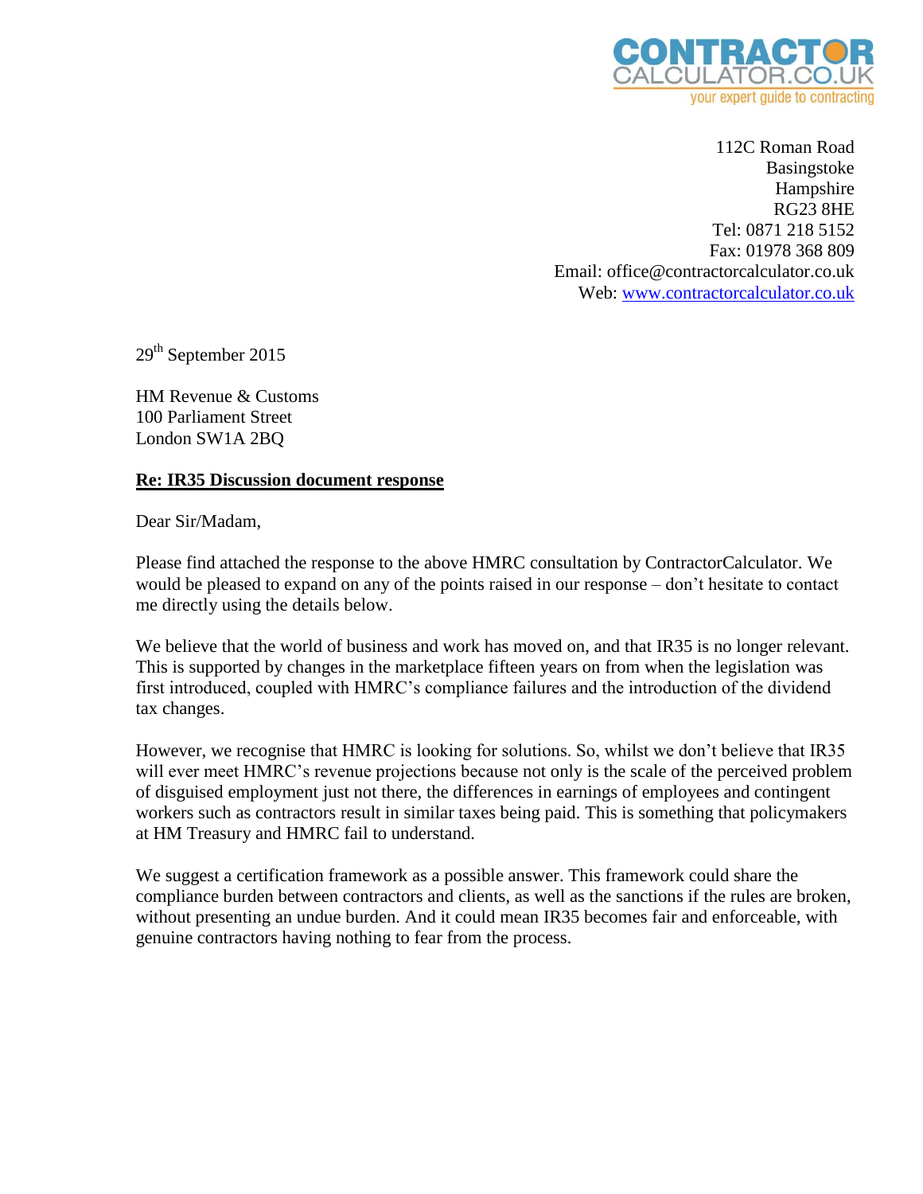CONTRACTOR CALCULATOR.CO.UK
your expert guide to contracting

112C Roman Road
Basingstoke
Hampshire
RG23 8HE
Tel: 0871 218 5152
Fax: 01978 368 809
Email: office@contractorcalculator.co.uk
Web: www.contractorcalculator.co.uk

29th September 2015

HM Revenue & Customs
100 Parliament Street
London SW1A 2BQ

**Re: IR35 Discussion document response**

Dear Sir/Madam,

Please find attached the response to the above HMRC consultation by ContractorCalculator. We would be pleased to expand on any of the points raised in our response – don't hesitate to contact me directly using the details below.

We believe that the world of business and work has moved on, and that IR35 is no longer relevant. This is supported by changes in the marketplace fifteen years on from when the legislation was first introduced, coupled with HMRC's compliance failures and the introduction of the dividend tax changes.

However, we recognise that HMRC is looking for solutions. So, whilst we don't believe that IR35 will ever meet HMRC's revenue projections because not only is the scale of the perceived problem of disguised employment just not there, the differences in earnings of employees and contingent workers such as contractors result in similar taxes being paid. This is something that policymakers at HM Treasury and HMRC fail to understand.

We suggest a certification framework as a possible answer. This framework could share the compliance burden between contractors and clients, as well as the sanctions if the rules are broken, without presenting an undue burden. And it could mean IR35 becomes fair and enforceable, with genuine contractors having nothing to fear from the process.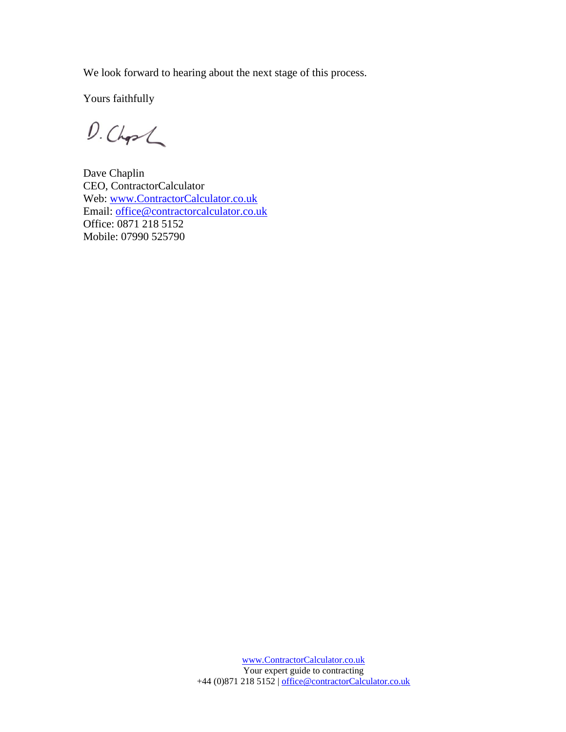We look forward to hearing about the next stage of this process.

Yours faithfully

D. Chaplin

Dave Chaplin
CEO, ContractorCalculator
Web: www.ContractorCalculator.co.uk
Email: office@contractorcalculator.co.uk
Office: 0871 218 5152
Mobile: 07990 525790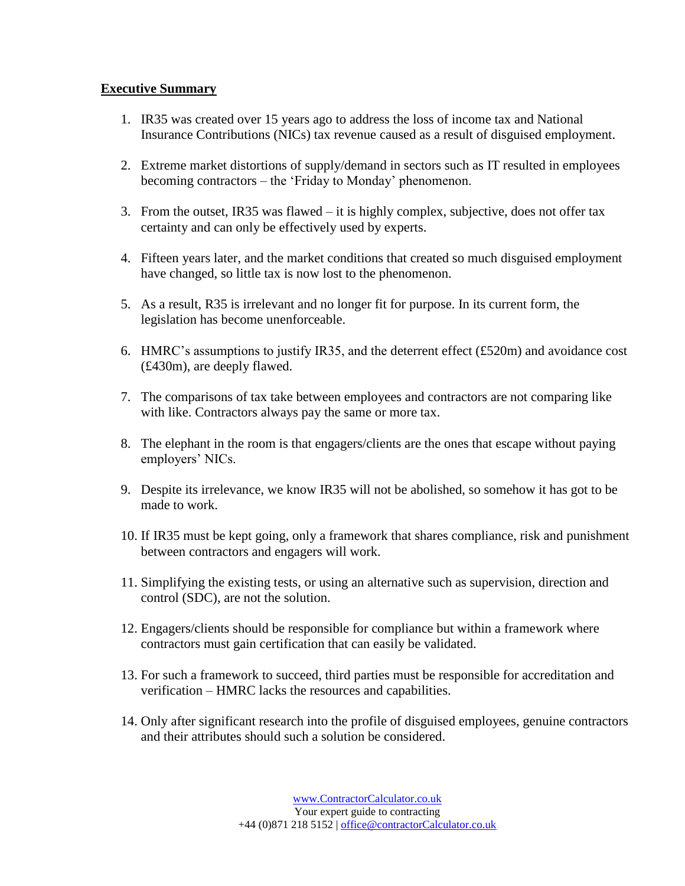## Executive Summary

1. IR35 was created over 15 years ago to address the loss of income tax and National Insurance Contributions (NICs) tax revenue caused as a result of disguised employment.

2. Extreme market distortions of supply/demand in sectors such as IT resulted in employees becoming contractors – the 'Friday to Monday' phenomenon.

3. From the outset, IR35 was flawed – it is highly complex, subjective, does not offer tax certainty and can only be effectively used by experts.

4. Fifteen years later, and the market conditions that created so much disguised employment have changed, so little tax is now lost to the phenomenon.

5. As a result, R35 is irrelevant and no longer fit for purpose. In its current form, the legislation has become unenforceable.

6. HMRC's assumptions to justify IR35, and the deterrent effect (£520m) and avoidance cost (£430m), are deeply flawed.

7. The comparisons of tax take between employees and contractors are not comparing like with like. Contractors always pay the same or more tax.

8. The elephant in the room is that engagers/clients are the ones that escape without paying employers' NICs.

9. Despite its irrelevance, we know IR35 will not be abolished, so somehow it has got to be made to work.

10. If IR35 must be kept going, only a framework that shares compliance, risk and punishment between contractors and engagers will work.

11. Simplifying the existing tests, or using an alternative such as supervision, direction and control (SDC), are not the solution.

12. Engagers/clients should be responsible for compliance but within a framework where contractors must gain certification that can easily be validated.

13. For such a framework to succeed, third parties must be responsible for accreditation and verification – HMRC lacks the resources and capabilities.

14. Only after significant research into the profile of disguised employees, genuine contractors and their attributes should such a solution be considered.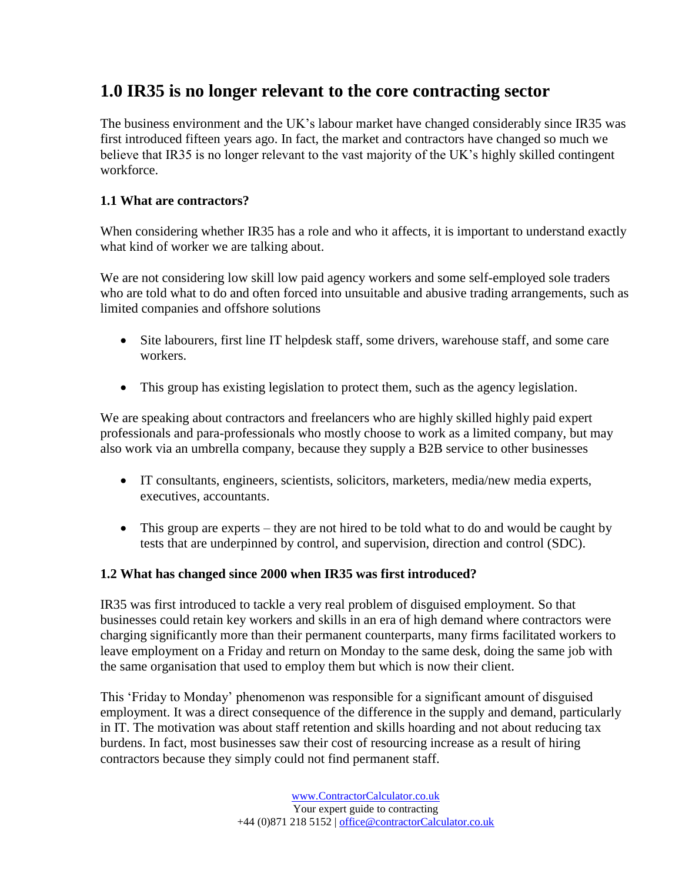## 1.0 IR35 is no longer relevant to the core contracting sector

The business environment and the UK's labour market have changed considerably since IR35 was first introduced fifteen years ago. In fact, the market and contractors have changed so much we believe that IR35 is no longer relevant to the vast majority of the UK's highly skilled contingent workforce.

### 1.1 What are contractors?

When considering whether IR35 has a role and who it affects, it is important to understand exactly what kind of worker we are talking about.

We are not considering low skill low paid agency workers and some self-employed sole traders who are told what to do and often forced into unsuitable and abusive trading arrangements, such as limited companies and offshore solutions

- Site labourers, first line IT helpdesk staff, some drivers, warehouse staff, and some care workers.
- This group has existing legislation to protect them, such as the agency legislation.

We are speaking about contractors and freelancers who are highly skilled highly paid expert professionals and para-professionals who mostly choose to work as a limited company, but may also work via an umbrella company, because they supply a B2B service to other businesses

- IT consultants, engineers, scientists, solicitors, marketers, media/new media experts, executives, accountants.
- This group are experts – they are not hired to be told what to do and would be caught by tests that are underpinned by control, and supervision, direction and control (SDC).

### 1.2 What has changed since 2000 when IR35 was first introduced?

IR35 was first introduced to tackle a very real problem of disguised employment. So that businesses could retain key workers and skills in an era of high demand where contractors were charging significantly more than their permanent counterparts, many firms facilitated workers to leave employment on a Friday and return on Monday to the same desk, doing the same job with the same organisation that used to employ them but which is now their client.

This 'Friday to Monday' phenomenon was responsible for a significant amount of disguised employment. It was a direct consequence of the difference in the supply and demand, particularly in IT. The motivation was about staff retention and skills hoarding and not about reducing tax burdens. In fact, most businesses saw their cost of resourcing increase as a result of hiring contractors because they simply could not find permanent staff.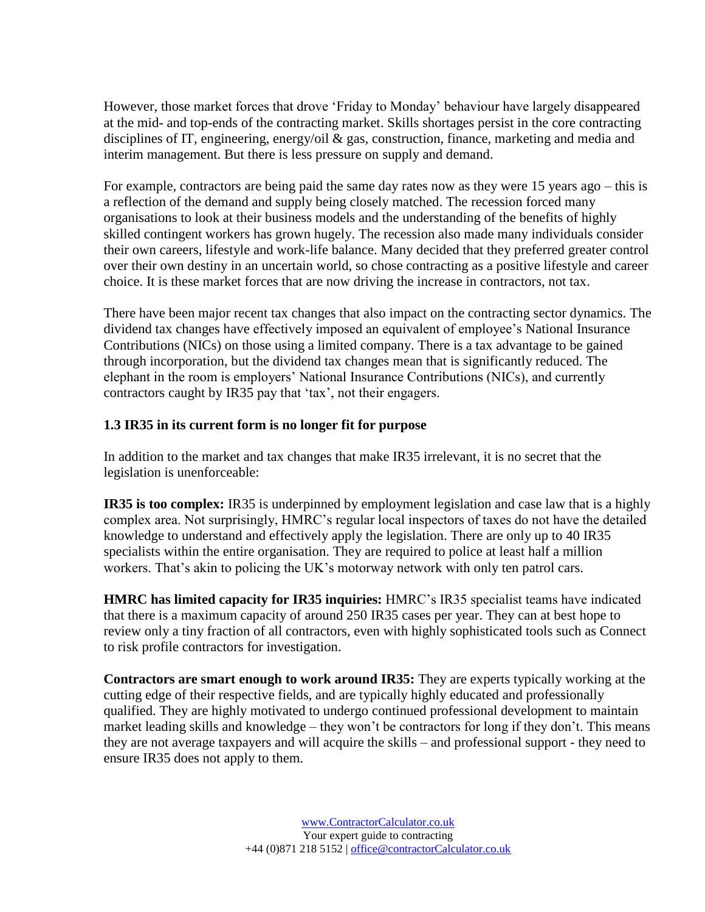However, those market forces that drove 'Friday to Monday' behaviour have largely disappeared at the mid- and top-ends of the contracting market. Skills shortages persist in the core contracting disciplines of IT, engineering, energy/oil & gas, construction, finance, marketing and media and interim management. But there is less pressure on supply and demand.

For example, contractors are being paid the same day rates now as they were 15 years ago – this is a reflection of the demand and supply being closely matched. The recession forced many organisations to look at their business models and the understanding of the benefits of highly skilled contingent workers has grown hugely. The recession also made many individuals consider their own careers, lifestyle and work-life balance. Many decided that they preferred greater control over their own destiny in an uncertain world, so chose contracting as a positive lifestyle and career choice. It is these market forces that are now driving the increase in contractors, not tax.

There have been major recent tax changes that also impact on the contracting sector dynamics. The dividend tax changes have effectively imposed an equivalent of employee's National Insurance Contributions (NICs) on those using a limited company. There is a tax advantage to be gained through incorporation, but the dividend tax changes mean that is significantly reduced. The elephant in the room is employers' National Insurance Contributions (NICs), and currently contractors caught by IR35 pay that 'tax', not their engagers.

### 1.3 IR35 in its current form is no longer fit for purpose

In addition to the market and tax changes that make IR35 irrelevant, it is no secret that the legislation is unenforceable:

**IR35 is too complex:** IR35 is underpinned by employment legislation and case law that is a highly complex area. Not surprisingly, HMRC's regular local inspectors of taxes do not have the detailed knowledge to understand and effectively apply the legislation. There are only up to 40 IR35 specialists within the entire organisation. They are required to police at least half a million workers. That's akin to policing the UK's motorway network with only ten patrol cars.

**HMRC has limited capacity for IR35 inquiries:** HMRC's IR35 specialist teams have indicated that there is a maximum capacity of around 250 IR35 cases per year. They can at best hope to review only a tiny fraction of all contractors, even with highly sophisticated tools such as Connect to risk profile contractors for investigation.

**Contractors are smart enough to work around IR35:** They are experts typically working at the cutting edge of their respective fields, and are typically highly educated and professionally qualified. They are highly motivated to undergo continued professional development to maintain market leading skills and knowledge – they won't be contractors for long if they don't. This means they are not average taxpayers and will acquire the skills – and professional support - they need to ensure IR35 does not apply to them.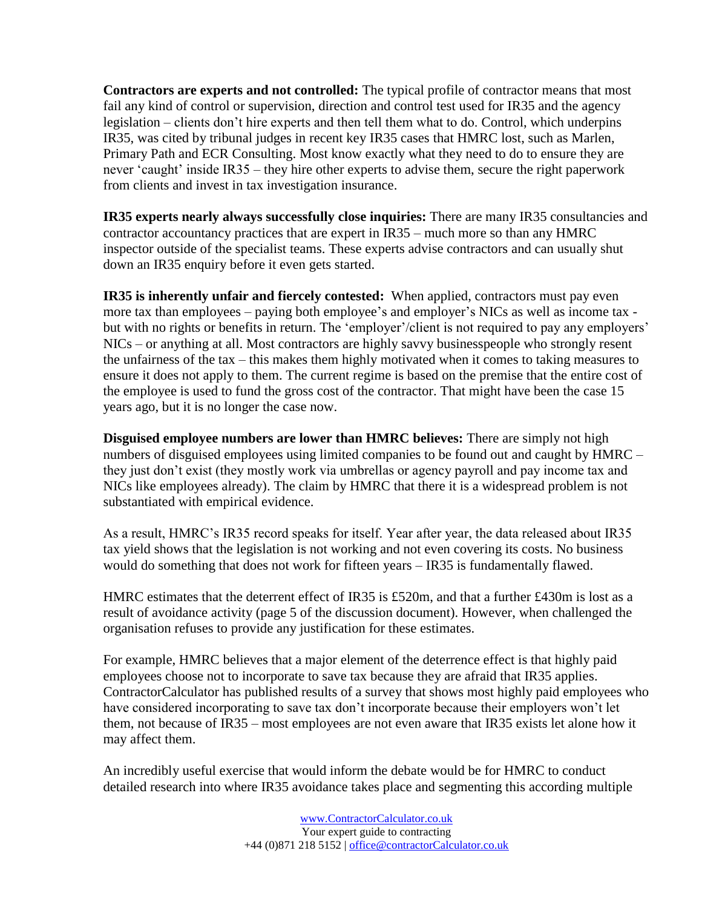**Contractors are experts and not controlled:** The typical profile of contractor means that most fail any kind of control or supervision, direction and control test used for IR35 and the agency legislation – clients don't hire experts and then tell them what to do. Control, which underpins IR35, was cited by tribunal judges in recent key IR35 cases that HMRC lost, such as Marlen, Primary Path and ECR Consulting. Most know exactly what they need to do to ensure they are never 'caught' inside IR35 – they hire other experts to advise them, secure the right paperwork from clients and invest in tax investigation insurance.

**IR35 experts nearly always successfully close inquiries:** There are many IR35 consultancies and contractor accountancy practices that are expert in IR35 – much more so than any HMRC inspector outside of the specialist teams. These experts advise contractors and can usually shut down an IR35 enquiry before it even gets started.

**IR35 is inherently unfair and fiercely contested:** When applied, contractors must pay even more tax than employees – paying both employee's and employer's NICs as well as income tax - but with no rights or benefits in return. The 'employer'/client is not required to pay any employers' NICs – or anything at all. Most contractors are highly savvy businesspeople who strongly resent the unfairness of the tax – this makes them highly motivated when it comes to taking measures to ensure it does not apply to them. The current regime is based on the premise that the entire cost of the employee is used to fund the gross cost of the contractor. That might have been the case 15 years ago, but it is no longer the case now.

**Disguised employee numbers are lower than HMRC believes:** There are simply not high numbers of disguised employees using limited companies to be found out and caught by HMRC – they just don't exist (they mostly work via umbrellas or agency payroll and pay income tax and NICs like employees already). The claim by HMRC that there it is a widespread problem is not substantiated with empirical evidence.

As a result, HMRC's IR35 record speaks for itself. Year after year, the data released about IR35 tax yield shows that the legislation is not working and not even covering its costs. No business would do something that does not work for fifteen years – IR35 is fundamentally flawed.

HMRC estimates that the deterrent effect of IR35 is £520m, and that a further £430m is lost as a result of avoidance activity (page 5 of the discussion document). However, when challenged the organisation refuses to provide any justification for these estimates.

For example, HMRC believes that a major element of the deterrence effect is that highly paid employees choose not to incorporate to save tax because they are afraid that IR35 applies. ContractorCalculator has published results of a survey that shows most highly paid employees who have considered incorporating to save tax don't incorporate because their employers won't let them, not because of IR35 – most employees are not even aware that IR35 exists let alone how it may affect them.

An incredibly useful exercise that would inform the debate would be for HMRC to conduct detailed research into where IR35 avoidance takes place and segmenting this according multiple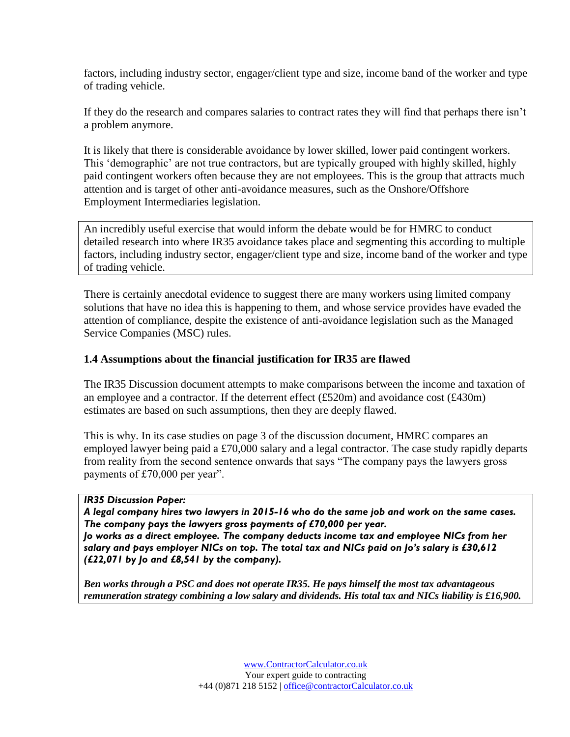factors, including industry sector, engager/client type and size, income band of the worker and type of trading vehicle.

If they do the research and compares salaries to contract rates they will find that perhaps there isn't a problem anymore.

It is likely that there is considerable avoidance by lower skilled, lower paid contingent workers. This 'demographic' are not true contractors, but are typically grouped with highly skilled, highly paid contingent workers often because they are not employees. This is the group that attracts much attention and is target of other anti-avoidance measures, such as the Onshore/Offshore Employment Intermediaries legislation.

> An incredibly useful exercise that would inform the debate would be for HMRC to conduct detailed research into where IR35 avoidance takes place and segmenting this according to multiple factors, including industry sector, engager/client type and size, income band of the worker and type of trading vehicle.

There is certainly anecdotal evidence to suggest there are many workers using limited company solutions that have no idea this is happening to them, and whose service provides have evaded the attention of compliance, despite the existence of anti-avoidance legislation such as the Managed Service Companies (MSC) rules.

### 1.4 Assumptions about the financial justification for IR35 are flawed

The IR35 Discussion document attempts to make comparisons between the income and taxation of an employee and a contractor. If the deterrent effect (£520m) and avoidance cost (£430m) estimates are based on such assumptions, then they are deeply flawed.

This is why. In its case studies on page 3 of the discussion document, HMRC compares an employed lawyer being paid a £70,000 salary and a legal contractor. The case study rapidly departs from reality from the second sentence onwards that says "The company pays the lawyers gross payments of £70,000 per year".

> ***IR35 Discussion Paper:***
> ***A legal company hires two lawyers in 2015-16 who do the same job and work on the same cases. The company pays the lawyers gross payments of £70,000 per year.***
> ***Jo works as a direct employee. The company deducts income tax and employee NICs from her salary and pays employer NICs on top. The total tax and NICs paid on Jo's salary is £30,612 (£22,071 by Jo and £8,541 by the company).***
>
> ***Ben works through a PSC and does not operate IR35. He pays himself the most tax advantageous remuneration strategy combining a low salary and dividends. His total tax and NICs liability is £16,900.***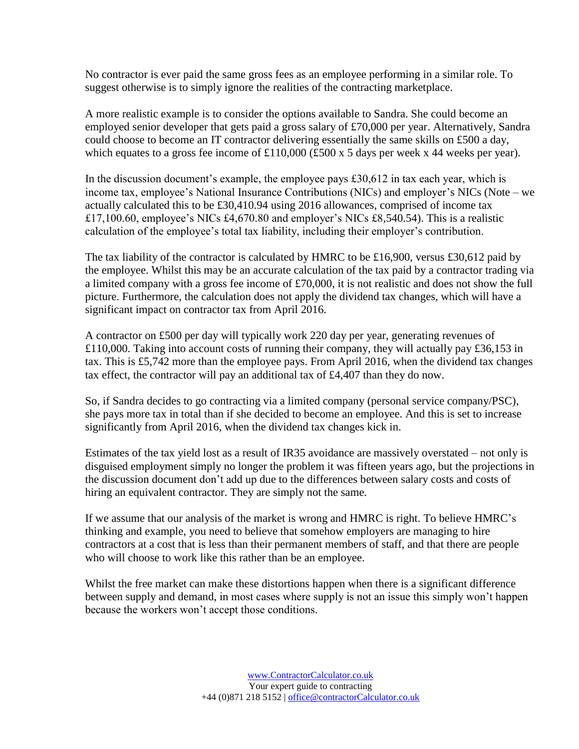No contractor is ever paid the same gross fees as an employee performing in a similar role. To suggest otherwise is to simply ignore the realities of the contracting marketplace.

A more realistic example is to consider the options available to Sandra. She could become an employed senior developer that gets paid a gross salary of £70,000 per year. Alternatively, Sandra could choose to become an IT contractor delivering essentially the same skills on £500 a day, which equates to a gross fee income of £110,000 (£500 x 5 days per week x 44 weeks per year).

In the discussion document's example, the employee pays £30,612 in tax each year, which is income tax, employee's National Insurance Contributions (NICs) and employer's NICs (Note – we actually calculated this to be £30,410.94 using 2016 allowances, comprised of income tax £17,100.60, employee's NICs £4,670.80 and employer's NICs £8,540.54). This is a realistic calculation of the employee's total tax liability, including their employer's contribution.

The tax liability of the contractor is calculated by HMRC to be £16,900, versus £30,612 paid by the employee. Whilst this may be an accurate calculation of the tax paid by a contractor trading via a limited company with a gross fee income of £70,000, it is not realistic and does not show the full picture. Furthermore, the calculation does not apply the dividend tax changes, which will have a significant impact on contractor tax from April 2016.

A contractor on £500 per day will typically work 220 day per year, generating revenues of £110,000. Taking into account costs of running their company, they will actually pay £36,153 in tax. This is £5,742 more than the employee pays. From April 2016, when the dividend tax changes tax effect, the contractor will pay an additional tax of £4,407 than they do now.

So, if Sandra decides to go contracting via a limited company (personal service company/PSC), she pays more tax in total than if she decided to become an employee. And this is set to increase significantly from April 2016, when the dividend tax changes kick in.

Estimates of the tax yield lost as a result of IR35 avoidance are massively overstated – not only is disguised employment simply no longer the problem it was fifteen years ago, but the projections in the discussion document don't add up due to the differences between salary costs and costs of hiring an equivalent contractor. They are simply not the same.

If we assume that our analysis of the market is wrong and HMRC is right. To believe HMRC's thinking and example, you need to believe that somehow employers are managing to hire contractors at a cost that is less than their permanent members of staff, and that there are people who will choose to work like this rather than be an employee.

Whilst the free market can make these distortions happen when there is a significant difference between supply and demand, in most cases where supply is not an issue this simply won't happen because the workers won't accept those conditions.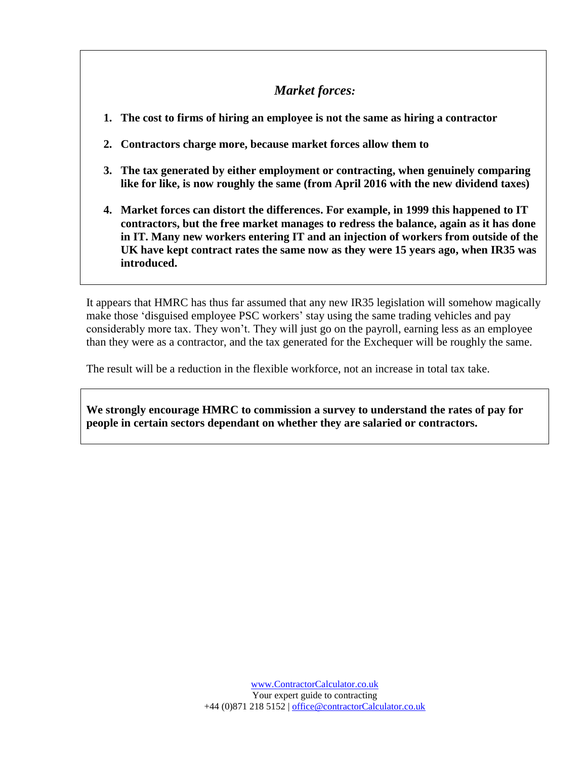### *Market forces:*

1. **The cost to firms of hiring an employee is not the same as hiring a contractor**
2. **Contractors charge more, because market forces allow them to**
3. **The tax generated by either employment or contracting, when genuinely comparing like for like, is now roughly the same (from April 2016 with the new dividend taxes)**
4. **Market forces can distort the differences. For example, in 1999 this happened to IT contractors, but the free market manages to redress the balance, again as it has done in IT. Many new workers entering IT and an injection of workers from outside of the UK have kept contract rates the same now as they were 15 years ago, when IR35 was introduced.**

It appears that HMRC has thus far assumed that any new IR35 legislation will somehow magically make those 'disguised employee PSC workers' stay using the same trading vehicles and pay considerably more tax. They won't. They will just go on the payroll, earning less as an employee than they were as a contractor, and the tax generated for the Exchequer will be roughly the same.

The result will be a reduction in the flexible workforce, not an increase in total tax take.

**We strongly encourage HMRC to commission a survey to understand the rates of pay for people in certain sectors dependant on whether they are salaried or contractors.**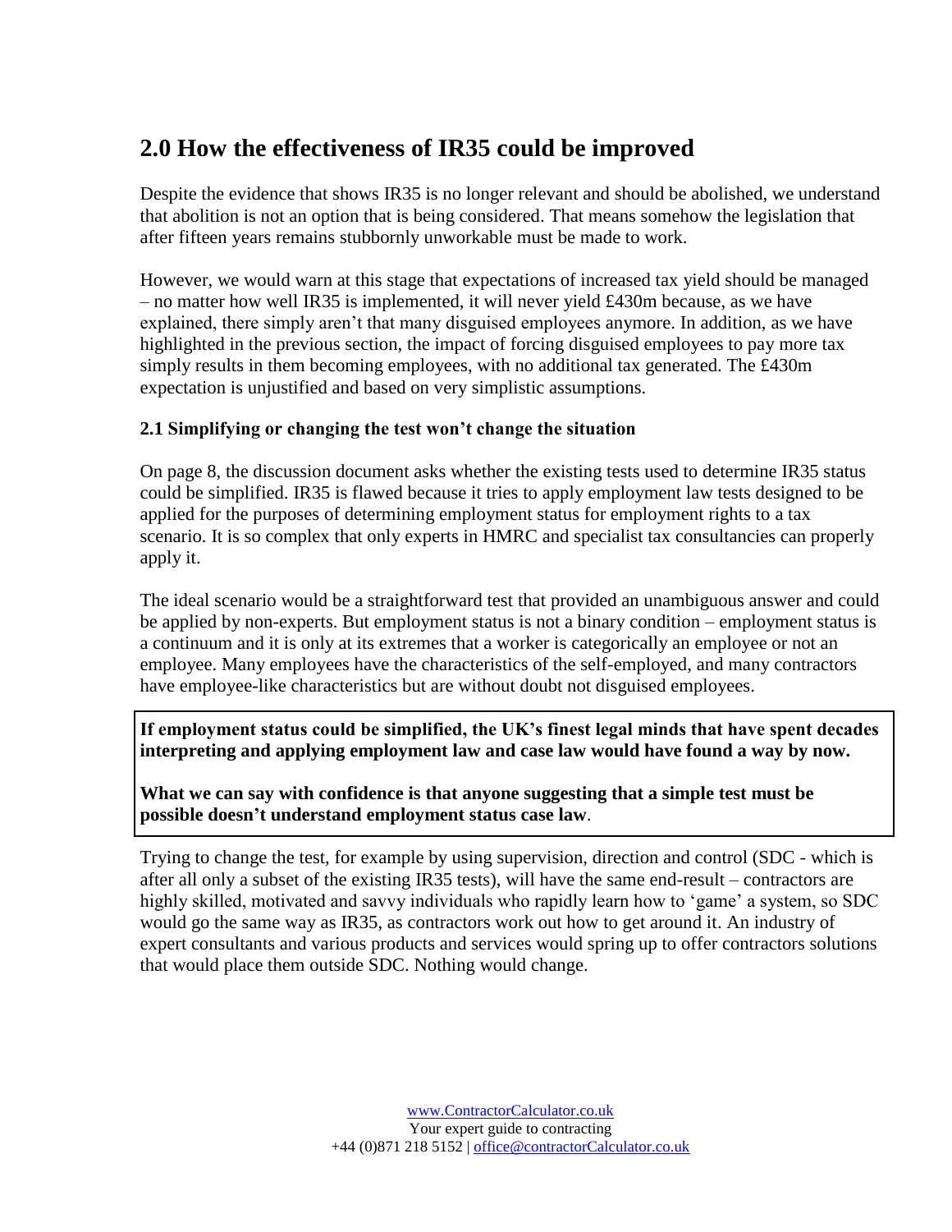## 2.0 How the effectiveness of IR35 could be improved

Despite the evidence that shows IR35 is no longer relevant and should be abolished, we understand that abolition is not an option that is being considered. That means somehow the legislation that after fifteen years remains stubbornly unworkable must be made to work.

However, we would warn at this stage that expectations of increased tax yield should be managed – no matter how well IR35 is implemented, it will never yield £430m because, as we have explained, there simply aren't that many disguised employees anymore. In addition, as we have highlighted in the previous section, the impact of forcing disguised employees to pay more tax simply results in them becoming employees, with no additional tax generated. The £430m expectation is unjustified and based on very simplistic assumptions.

### 2.1 Simplifying or changing the test won't change the situation

On page 8, the discussion document asks whether the existing tests used to determine IR35 status could be simplified. IR35 is flawed because it tries to apply employment law tests designed to be applied for the purposes of determining employment status for employment rights to a tax scenario. It is so complex that only experts in HMRC and specialist tax consultancies can properly apply it.

The ideal scenario would be a straightforward test that provided an unambiguous answer and could be applied by non-experts. But employment status is not a binary condition – employment status is a continuum and it is only at its extremes that a worker is categorically an employee or not an employee. Many employees have the characteristics of the self-employed, and many contractors have employee-like characteristics but are without doubt not disguised employees.

**If employment status could be simplified, the UK's finest legal minds that have spent decades interpreting and applying employment law and case law would have found a way by now.**

**What we can say with confidence is that anyone suggesting that a simple test must be possible doesn't understand employment status case law**.

Trying to change the test, for example by using supervision, direction and control (SDC - which is after all only a subset of the existing IR35 tests), will have the same end-result – contractors are highly skilled, motivated and savvy individuals who rapidly learn how to 'game' a system, so SDC would go the same way as IR35, as contractors work out how to get around it. An industry of expert consultants and various products and services would spring up to offer contractors solutions that would place them outside SDC. Nothing would change.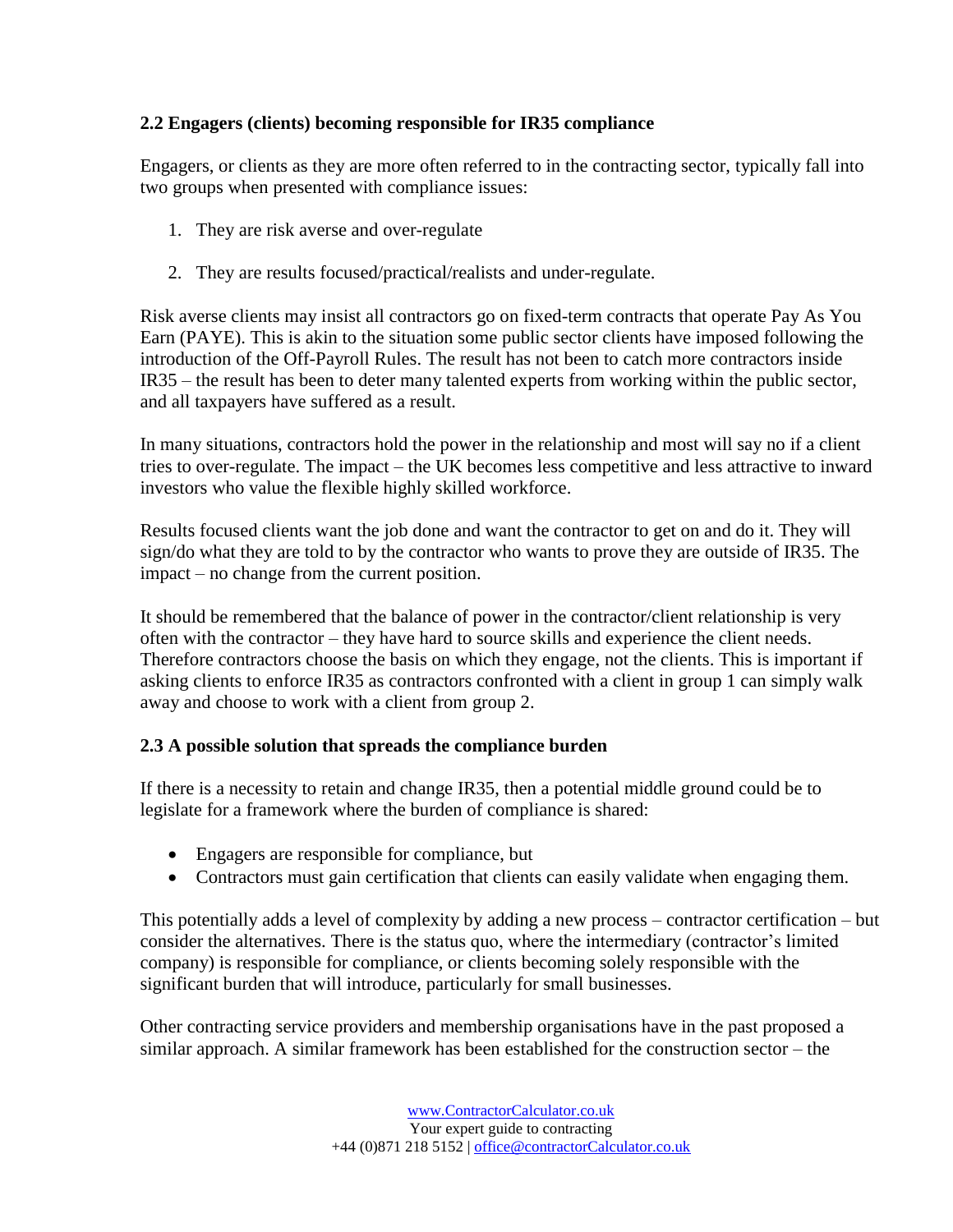### 2.2 Engagers (clients) becoming responsible for IR35 compliance

Engagers, or clients as they are more often referred to in the contracting sector, typically fall into two groups when presented with compliance issues:

1. They are risk averse and over-regulate
2. They are results focused/practical/realists and under-regulate.

Risk averse clients may insist all contractors go on fixed-term contracts that operate Pay As You Earn (PAYE). This is akin to the situation some public sector clients have imposed following the introduction of the Off-Payroll Rules. The result has not been to catch more contractors inside IR35 – the result has been to deter many talented experts from working within the public sector, and all taxpayers have suffered as a result.

In many situations, contractors hold the power in the relationship and most will say no if a client tries to over-regulate. The impact – the UK becomes less competitive and less attractive to inward investors who value the flexible highly skilled workforce.

Results focused clients want the job done and want the contractor to get on and do it. They will sign/do what they are told to by the contractor who wants to prove they are outside of IR35. The impact – no change from the current position.

It should be remembered that the balance of power in the contractor/client relationship is very often with the contractor – they have hard to source skills and experience the client needs. Therefore contractors choose the basis on which they engage, not the clients. This is important if asking clients to enforce IR35 as contractors confronted with a client in group 1 can simply walk away and choose to work with a client from group 2.

### 2.3 A possible solution that spreads the compliance burden

If there is a necessity to retain and change IR35, then a potential middle ground could be to legislate for a framework where the burden of compliance is shared:

- Engagers are responsible for compliance, but
- Contractors must gain certification that clients can easily validate when engaging them.

This potentially adds a level of complexity by adding a new process – contractor certification – but consider the alternatives. There is the status quo, where the intermediary (contractor's limited company) is responsible for compliance, or clients becoming solely responsible with the significant burden that will introduce, particularly for small businesses.

Other contracting service providers and membership organisations have in the past proposed a similar approach. A similar framework has been established for the construction sector – the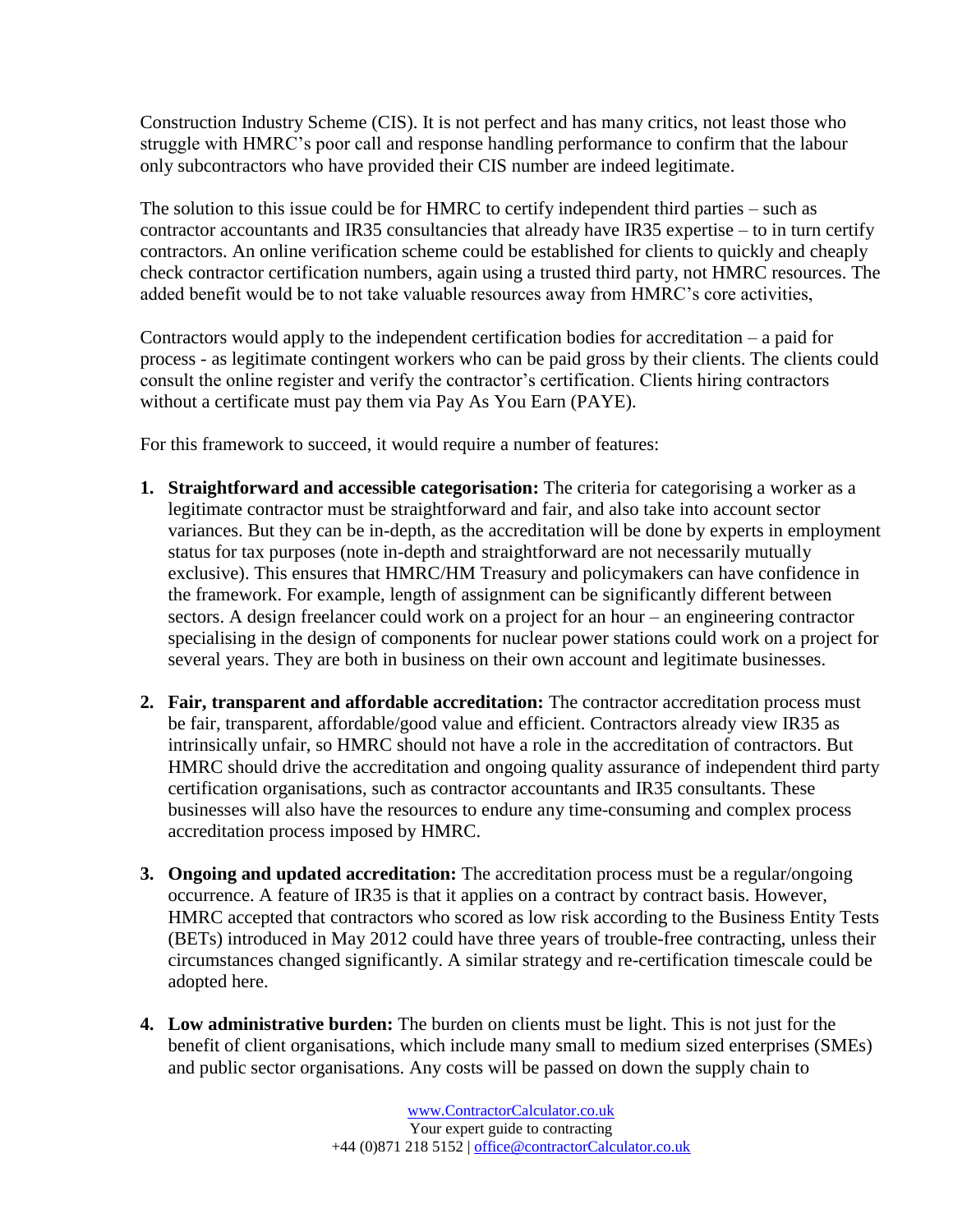Construction Industry Scheme (CIS). It is not perfect and has many critics, not least those who struggle with HMRC's poor call and response handling performance to confirm that the labour only subcontractors who have provided their CIS number are indeed legitimate.

The solution to this issue could be for HMRC to certify independent third parties – such as contractor accountants and IR35 consultancies that already have IR35 expertise – to in turn certify contractors. An online verification scheme could be established for clients to quickly and cheaply check contractor certification numbers, again using a trusted third party, not HMRC resources. The added benefit would be to not take valuable resources away from HMRC's core activities,

Contractors would apply to the independent certification bodies for accreditation – a paid for process - as legitimate contingent workers who can be paid gross by their clients. The clients could consult the online register and verify the contractor's certification. Clients hiring contractors without a certificate must pay them via Pay As You Earn (PAYE).

For this framework to succeed, it would require a number of features:

1. **Straightforward and accessible categorisation:** The criteria for categorising a worker as a legitimate contractor must be straightforward and fair, and also take into account sector variances. But they can be in-depth, as the accreditation will be done by experts in employment status for tax purposes (note in-depth and straightforward are not necessarily mutually exclusive). This ensures that HMRC/HM Treasury and policymakers can have confidence in the framework. For example, length of assignment can be significantly different between sectors. A design freelancer could work on a project for an hour – an engineering contractor specialising in the design of components for nuclear power stations could work on a project for several years. They are both in business on their own account and legitimate businesses.

2. **Fair, transparent and affordable accreditation:** The contractor accreditation process must be fair, transparent, affordable/good value and efficient. Contractors already view IR35 as intrinsically unfair, so HMRC should not have a role in the accreditation of contractors. But HMRC should drive the accreditation and ongoing quality assurance of independent third party certification organisations, such as contractor accountants and IR35 consultants. These businesses will also have the resources to endure any time-consuming and complex process accreditation process imposed by HMRC.

3. **Ongoing and updated accreditation:** The accreditation process must be a regular/ongoing occurrence. A feature of IR35 is that it applies on a contract by contract basis. However, HMRC accepted that contractors who scored as low risk according to the Business Entity Tests (BETs) introduced in May 2012 could have three years of trouble-free contracting, unless their circumstances changed significantly. A similar strategy and re-certification timescale could be adopted here.

4. **Low administrative burden:** The burden on clients must be light. This is not just for the benefit of client organisations, which include many small to medium sized enterprises (SMEs) and public sector organisations. Any costs will be passed on down the supply chain to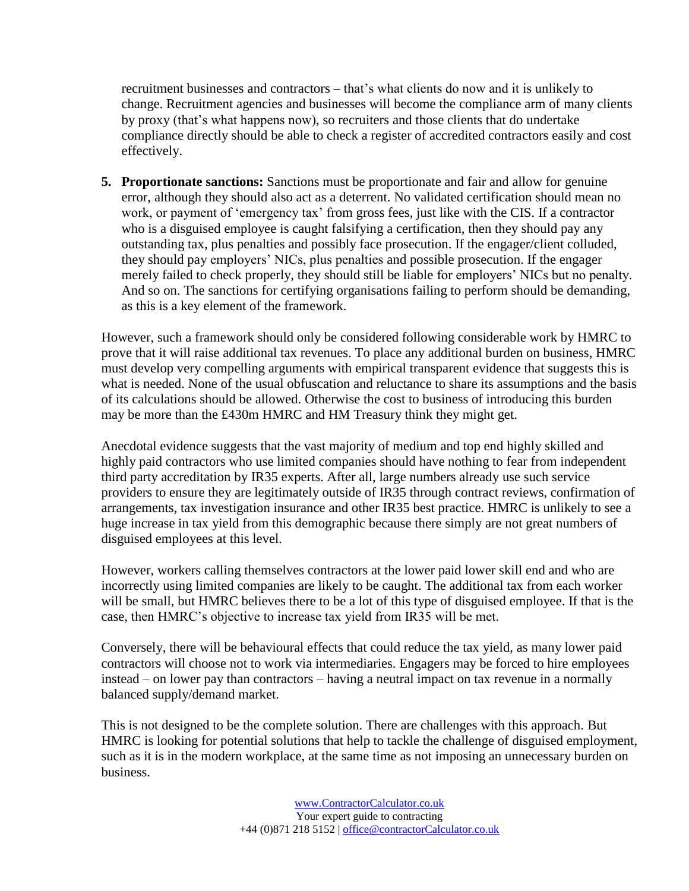recruitment businesses and contractors – that's what clients do now and it is unlikely to change. Recruitment agencies and businesses will become the compliance arm of many clients by proxy (that's what happens now), so recruiters and those clients that do undertake compliance directly should be able to check a register of accredited contractors easily and cost effectively.

5. **Proportionate sanctions:** Sanctions must be proportionate and fair and allow for genuine error, although they should also act as a deterrent. No validated certification should mean no work, or payment of 'emergency tax' from gross fees, just like with the CIS. If a contractor who is a disguised employee is caught falsifying a certification, then they should pay any outstanding tax, plus penalties and possibly face prosecution. If the engager/client colluded, they should pay employers' NICs, plus penalties and possible prosecution. If the engager merely failed to check properly, they should still be liable for employers' NICs but no penalty. And so on. The sanctions for certifying organisations failing to perform should be demanding, as this is a key element of the framework.

However, such a framework should only be considered following considerable work by HMRC to prove that it will raise additional tax revenues. To place any additional burden on business, HMRC must develop very compelling arguments with empirical transparent evidence that suggests this is what is needed. None of the usual obfuscation and reluctance to share its assumptions and the basis of its calculations should be allowed. Otherwise the cost to business of introducing this burden may be more than the £430m HMRC and HM Treasury think they might get.

Anecdotal evidence suggests that the vast majority of medium and top end highly skilled and highly paid contractors who use limited companies should have nothing to fear from independent third party accreditation by IR35 experts. After all, large numbers already use such service providers to ensure they are legitimately outside of IR35 through contract reviews, confirmation of arrangements, tax investigation insurance and other IR35 best practice. HMRC is unlikely to see a huge increase in tax yield from this demographic because there simply are not great numbers of disguised employees at this level.

However, workers calling themselves contractors at the lower paid lower skill end and who are incorrectly using limited companies are likely to be caught. The additional tax from each worker will be small, but HMRC believes there to be a lot of this type of disguised employee. If that is the case, then HMRC's objective to increase tax yield from IR35 will be met.

Conversely, there will be behavioural effects that could reduce the tax yield, as many lower paid contractors will choose not to work via intermediaries. Engagers may be forced to hire employees instead – on lower pay than contractors – having a neutral impact on tax revenue in a normally balanced supply/demand market.

This is not designed to be the complete solution. There are challenges with this approach. But HMRC is looking for potential solutions that help to tackle the challenge of disguised employment, such as it is in the modern workplace, at the same time as not imposing an unnecessary burden on business.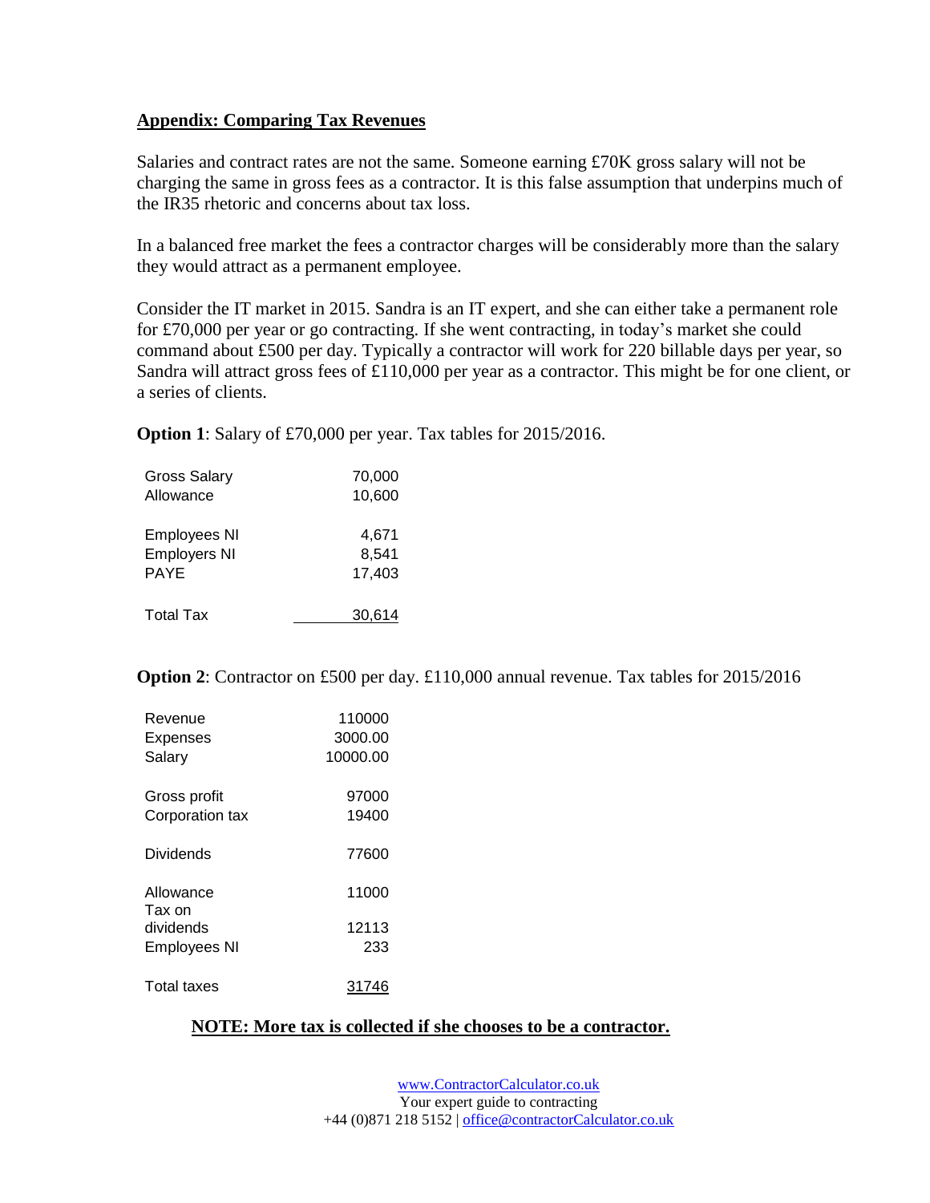## Appendix: Comparing Tax Revenues

Salaries and contract rates are not the same. Someone earning £70K gross salary will not be charging the same in gross fees as a contractor. It is this false assumption that underpins much of the IR35 rhetoric and concerns about tax loss.

In a balanced free market the fees a contractor charges will be considerably more than the salary they would attract as a permanent employee.

Consider the IT market in 2015. Sandra is an IT expert, and she can either take a permanent role for £70,000 per year or go contracting. If she went contracting, in today's market she could command about £500 per day. Typically a contractor will work for 220 billable days per year, so Sandra will attract gross fees of £110,000 per year as a contractor. This might be for one client, or a series of clients.

**Option 1**: Salary of £70,000 per year. Tax tables for 2015/2016.

| | |
|---|---|
| Gross Salary | 70,000 |
| Allowance | 10,600 |
| | |
| Employees NI | 4,671 |
| Employers NI | 8,541 |
| PAYE | 17,403 |
| | |
| Total Tax | 30,614 |

**Option 2**: Contractor on £500 per day. £110,000 annual revenue. Tax tables for 2015/2016

| | |
|---|---|
| Revenue | 110000 |
| Expenses | 3000.00 |
| Salary | 10000.00 |
| | |
| Gross profit | 97000 |
| Corporation tax | 19400 |
| | |
| Dividends | 77600 |
| | |
| Allowance | 11000 |
| Tax on dividends | 12113 |
| Employees NI | 233 |
| | |
| Total taxes | 31746 |

**NOTE: More tax is collected if she chooses to be a contractor.**

www.ContractorCalculator.co.uk
Your expert guide to contracting
+44 (0)871 218 5152 | office@contractorCalculator.co.uk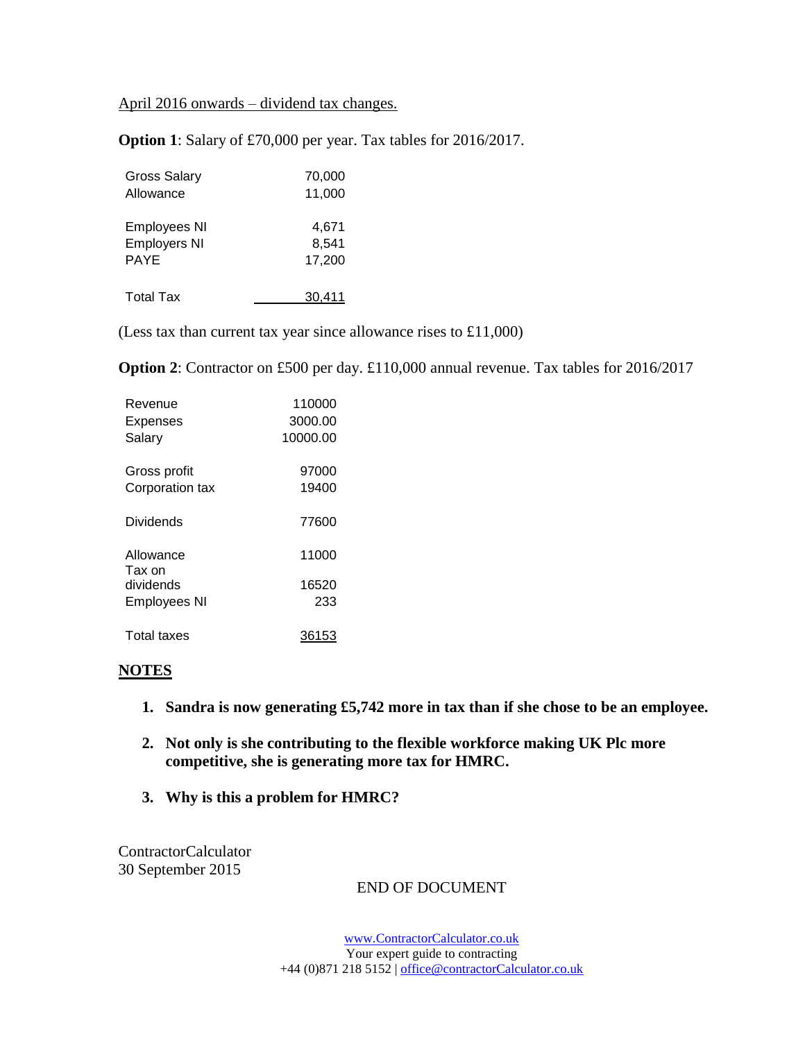April 2016 onwards – dividend tax changes.

**Option 1**: Salary of £70,000 per year. Tax tables for 2016/2017.

| | |
|---|---|
| Gross Salary | 70,000 |
| Allowance | 11,000 |
| | |
| Employees NI | 4,671 |
| Employers NI | 8,541 |
| PAYE | 17,200 |
| | |
| Total Tax | 30,411 |

(Less tax than current tax year since allowance rises to £11,000)

**Option 2**: Contractor on £500 per day. £110,000 annual revenue. Tax tables for 2016/2017

| | |
|---|---|
| Revenue | 110000 |
| Expenses | 3000.00 |
| Salary | 10000.00 |
| | |
| Gross profit | 97000 |
| Corporation tax | 19400 |
| | |
| Dividends | 77600 |
| | |
| Allowance | 11000 |
| Tax on dividends | 16520 |
| Employees NI | 233 |
| | |
| Total taxes | 36153 |

## NOTES

1. **Sandra is now generating £5,742 more in tax than if she chose to be an employee.**
2. **Not only is she contributing to the flexible workforce making UK Plc more competitive, she is generating more tax for HMRC.**
3. **Why is this a problem for HMRC?**

ContractorCalculator
30 September 2015

END OF DOCUMENT

www.ContractorCalculator.co.uk
Your expert guide to contracting
+44 (0)871 218 5152 | office@contractorCalculator.co.uk